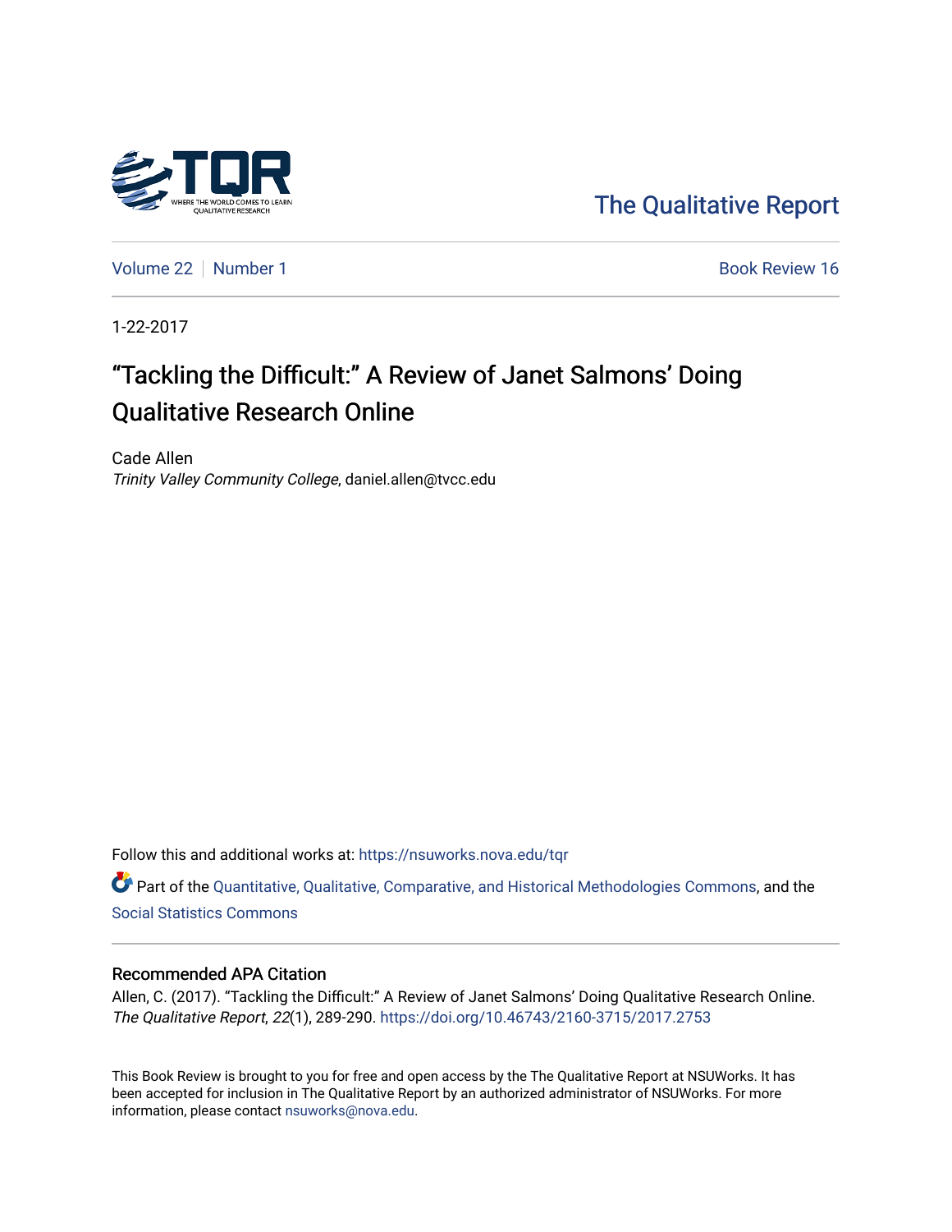The Qualitative Report

Volume 22 | Number 1 | Book Review 16

1-22-2017

# "Tackling the Difficult:" A Review of Janet Salmons' Doing Qualitative Research Online

Cade Allen
*Trinity Valley Community College*, daniel.allen@tvcc.edu

Follow this and additional works at: https://nsuworks.nova.edu/tqr

Part of the Quantitative, Qualitative, Comparative, and Historical Methodologies Commons, and the Social Statistics Commons

## Recommended APA Citation

Allen, C. (2017). "Tackling the Difficult:" A Review of Janet Salmons' Doing Qualitative Research Online. *The Qualitative Report*, *22*(1), 289-290. https://doi.org/10.46743/2160-3715/2017.2753

This Book Review is brought to you for free and open access by the The Qualitative Report at NSUWorks. It has been accepted for inclusion in The Qualitative Report by an authorized administrator of NSUWorks. For more information, please contact nsuworks@nova.edu.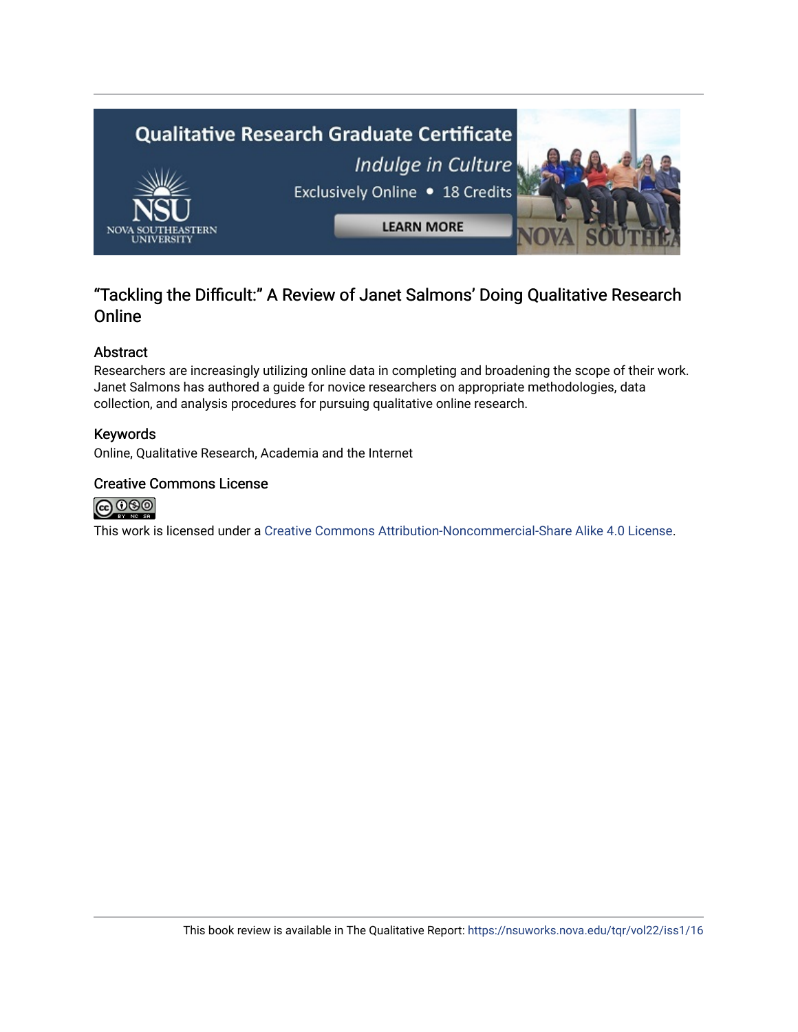# "Tackling the Difficult:" A Review of Janet Salmons' Doing Qualitative Research Online

## Abstract

Researchers are increasingly utilizing online data in completing and broadening the scope of their work. Janet Salmons has authored a guide for novice researchers on appropriate methodologies, data collection, and analysis procedures for pursuing qualitative online research.

## Keywords

Online, Qualitative Research, Academia and the Internet

## Creative Commons License

This work is licensed under a Creative Commons Attribution-Noncommercial-Share Alike 4.0 License.

This book review is available in The Qualitative Report: https://nsuworks.nova.edu/tqr/vol22/iss1/16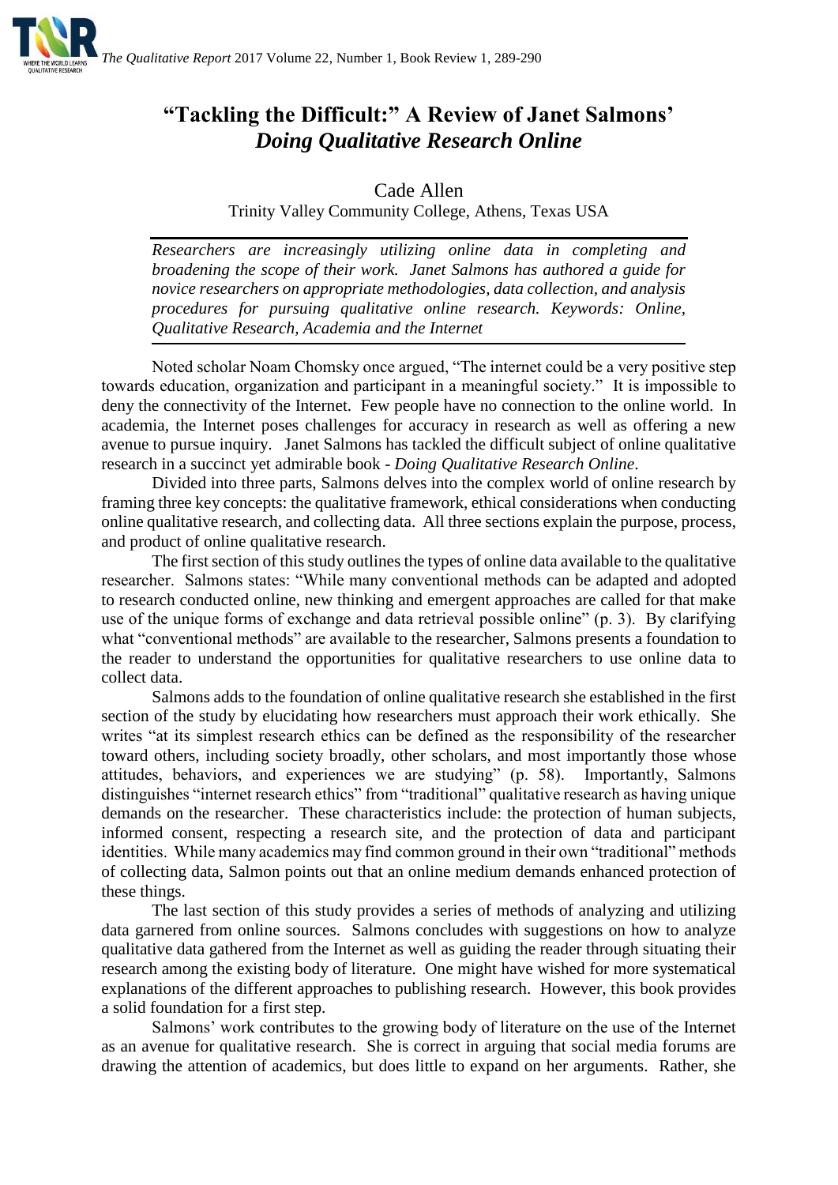# "Tackling the Difficult:" A Review of Janet Salmons' *Doing Qualitative Research Online*

Cade Allen

Trinity Valley Community College, Athens, Texas USA

*Researchers are increasingly utilizing online data in completing and broadening the scope of their work. Janet Salmons has authored a guide for novice researchers on appropriate methodologies, data collection, and analysis procedures for pursuing qualitative online research. Keywords: Online, Qualitative Research, Academia and the Internet*

Noted scholar Noam Chomsky once argued, "The internet could be a very positive step towards education, organization and participant in a meaningful society." It is impossible to deny the connectivity of the Internet. Few people have no connection to the online world. In academia, the Internet poses challenges for accuracy in research as well as offering a new avenue to pursue inquiry. Janet Salmons has tackled the difficult subject of online qualitative research in a succinct yet admirable book - *Doing Qualitative Research Online*.

Divided into three parts, Salmons delves into the complex world of online research by framing three key concepts: the qualitative framework, ethical considerations when conducting online qualitative research, and collecting data. All three sections explain the purpose, process, and product of online qualitative research.

The first section of this study outlines the types of online data available to the qualitative researcher. Salmons states: "While many conventional methods can be adapted and adopted to research conducted online, new thinking and emergent approaches are called for that make use of the unique forms of exchange and data retrieval possible online" (p. 3). By clarifying what "conventional methods" are available to the researcher, Salmons presents a foundation to the reader to understand the opportunities for qualitative researchers to use online data to collect data.

Salmons adds to the foundation of online qualitative research she established in the first section of the study by elucidating how researchers must approach their work ethically. She writes "at its simplest research ethics can be defined as the responsibility of the researcher toward others, including society broadly, other scholars, and most importantly those whose attitudes, behaviors, and experiences we are studying" (p. 58). Importantly, Salmons distinguishes "internet research ethics" from "traditional" qualitative research as having unique demands on the researcher. These characteristics include: the protection of human subjects, informed consent, respecting a research site, and the protection of data and participant identities. While many academics may find common ground in their own "traditional" methods of collecting data, Salmon points out that an online medium demands enhanced protection of these things.

The last section of this study provides a series of methods of analyzing and utilizing data garnered from online sources. Salmons concludes with suggestions on how to analyze qualitative data gathered from the Internet as well as guiding the reader through situating their research among the existing body of literature. One might have wished for more systematical explanations of the different approaches to publishing research. However, this book provides a solid foundation for a first step.

Salmons' work contributes to the growing body of literature on the use of the Internet as an avenue for qualitative research. She is correct in arguing that social media forums are drawing the attention of academics, but does little to expand on her arguments. Rather, she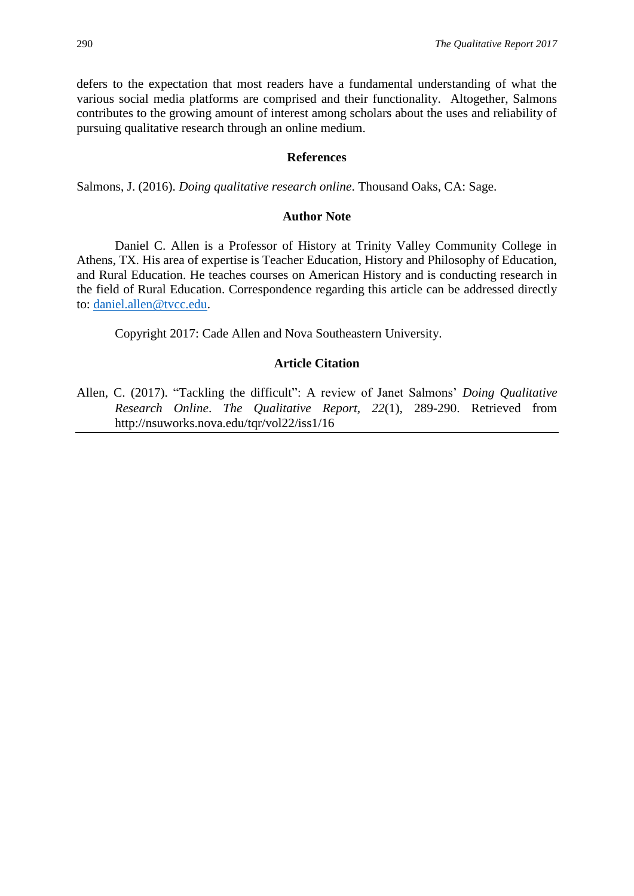defers to the expectation that most readers have a fundamental understanding of what the various social media platforms are comprised and their functionality. Altogether, Salmons contributes to the growing amount of interest among scholars about the uses and reliability of pursuing qualitative research through an online medium.

## References

Salmons, J. (2016). *Doing qualitative research online*. Thousand Oaks, CA: Sage.

## Author Note

Daniel C. Allen is a Professor of History at Trinity Valley Community College in Athens, TX. His area of expertise is Teacher Education, History and Philosophy of Education, and Rural Education. He teaches courses on American History and is conducting research in the field of Rural Education. Correspondence regarding this article can be addressed directly to: daniel.allen@tvcc.edu.

Copyright 2017: Cade Allen and Nova Southeastern University.

## Article Citation

Allen, C. (2017). "Tackling the difficult": A review of Janet Salmons' *Doing Qualitative Research Online*. *The Qualitative Report*, *22*(1), 289-290. Retrieved from http://nsuworks.nova.edu/tqr/vol22/iss1/16